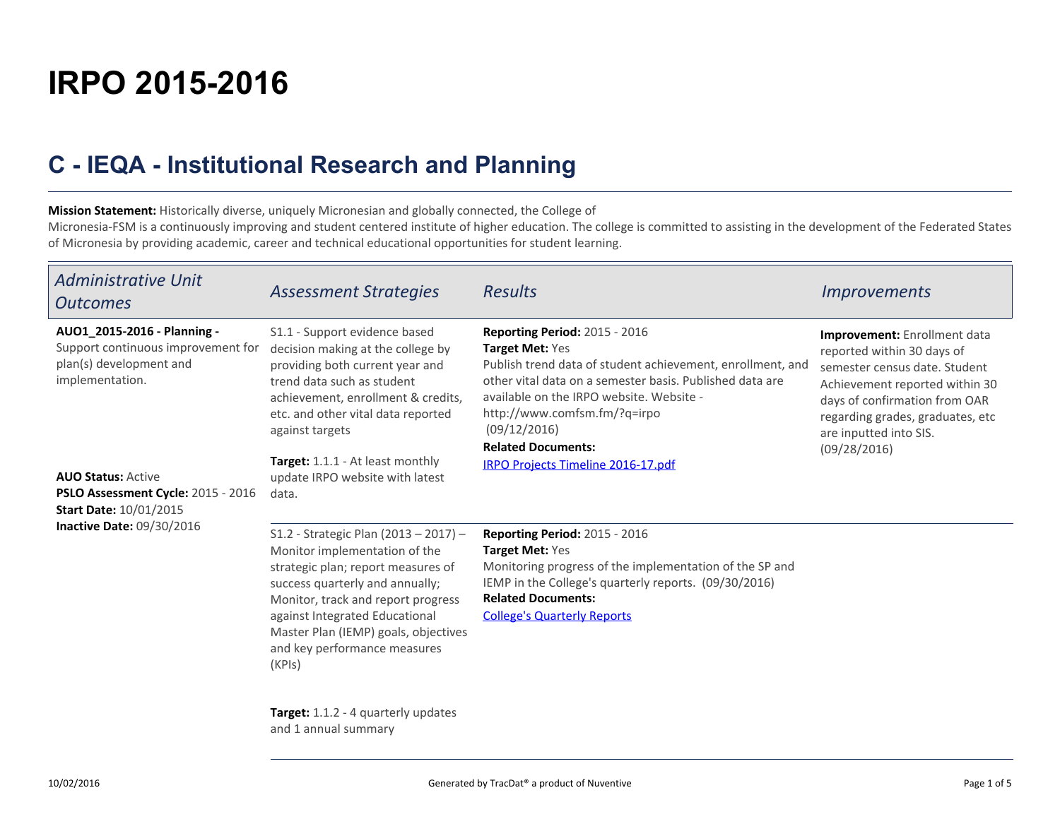# IRPO 2015-2016

## C - IEQA - Institutional Research and Planning

**Mission Statement:** Historically diverse, uniquely Micronesian and globally connected, the College of Micronesia-FSM is a continuously improving and student centered institute of higher education. The college is committed to assisting in the development of the Federated States of Micronesia by providing academic, career and technical educational opportunities for student learning.

| *Administrative Unit Outcomes* | *Assessment Strategies* | *Results* | *Improvements* |
|---|---|---|---|
| **AUO1_2015-2016 - Planning -** Support continuous improvement for plan(s) development and implementation.<br><br>**AUO Status:** Active<br>**PSLO Assessment Cycle:** 2015 - 2016<br>**Start Date:** 10/01/2015<br>**Inactive Date:** 09/30/2016 | S1.1 - Support evidence based decision making at the college by providing both current year and trend data such as student achievement, enrollment & credits, etc. and other vital data reported against targets<br><br>**Target:** 1.1.1 - At least monthly update IRPO website with latest data. | **Reporting Period:** 2015 - 2016<br>**Target Met:** Yes<br>Publish trend data of student achievement, enrollment, and other vital data on a semester basis. Published data are available on the IRPO website. Website - http://www.comfsm.fm/?q=irpo (09/12/2016)<br>**Related Documents:**<br>IRPO Projects Timeline 2016-17.pdf | **Improvement:** Enrollment data reported within 30 days of semester census date. Student Achievement reported within 30 days of confirmation from OAR regarding grades, graduates, etc are inputted into SIS. (09/28/2016) |
| | S1.2 - Strategic Plan (2013 – 2017) – Monitor implementation of the strategic plan; report measures of success quarterly and annually; Monitor, track and report progress against Integrated Educational Master Plan (IEMP) goals, objectives and key performance measures (KPIs)<br><br>**Target:** 1.1.2 - 4 quarterly updates and 1 annual summary | **Reporting Period:** 2015 - 2016<br>**Target Met:** Yes<br>Monitoring progress of the implementation of the SP and IEMP in the College's quarterly reports. (09/30/2016)<br>**Related Documents:**<br>College's Quarterly Reports | |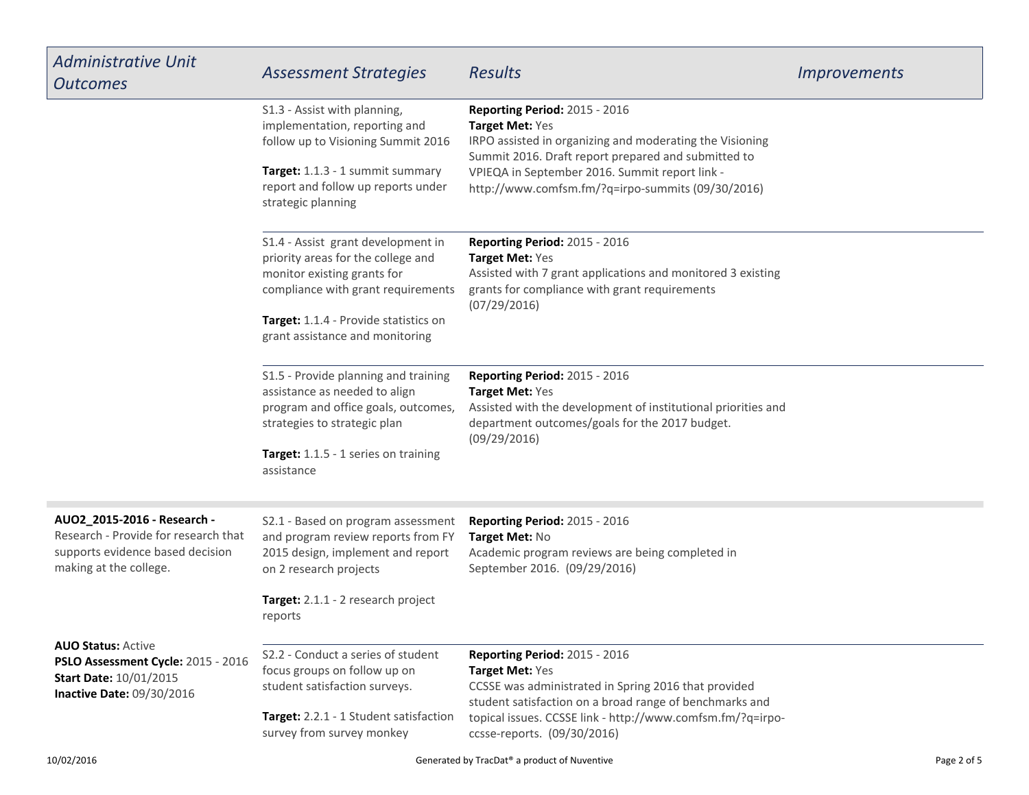| Administrative Unit Outcomes | Assessment Strategies | Results | Improvements |
|---|---|---|---|
| | S1.3 - Assist with planning, implementation, reporting and follow up to Visioning Summit 2016<br><br>**Target:** 1.1.3 - 1 summit summary report and follow up reports under strategic planning | **Reporting Period:** 2015 - 2016<br>**Target Met:** Yes<br>IRPO assisted in organizing and moderating the Visioning Summit 2016. Draft report prepared and submitted to VPIEQA in September 2016. Summit report link - http://www.comfsm.fm/?q=irpo-summits (09/30/2016) | |
| | S1.4 - Assist grant development in priority areas for the college and monitor existing grants for compliance with grant requirements<br><br>**Target:** 1.1.4 - Provide statistics on grant assistance and monitoring | **Reporting Period:** 2015 - 2016<br>**Target Met:** Yes<br>Assisted with 7 grant applications and monitored 3 existing grants for compliance with grant requirements (07/29/2016) | |
| | S1.5 - Provide planning and training assistance as needed to align program and office goals, outcomes, strategies to strategic plan<br><br>**Target:** 1.1.5 - 1 series on training assistance | **Reporting Period:** 2015 - 2016<br>**Target Met:** Yes<br>Assisted with the development of institutional priorities and department outcomes/goals for the 2017 budget. (09/29/2016) | |
| **AUO2_2015-2016 - Research -** Research - Provide for research that supports evidence based decision making at the college.<br><br>**AUO Status:** Active<br>**PSLO Assessment Cycle:** 2015 - 2016<br>**Start Date:** 10/01/2015<br>**Inactive Date:** 09/30/2016 | S2.1 - Based on program assessment and program review reports from FY 2015 design, implement and report on 2 research projects<br><br>**Target:** 2.1.1 - 2 research project reports | **Reporting Period:** 2015 - 2016<br>**Target Met:** No<br>Academic program reviews are being completed in September 2016. (09/29/2016) | |
| | S2.2 - Conduct a series of student focus groups on follow up on student satisfaction surveys.<br><br>**Target:** 2.2.1 - 1 Student satisfaction survey from survey monkey | **Reporting Period:** 2015 - 2016<br>**Target Met:** Yes<br>CCSSE was administrated in Spring 2016 that provided student satisfaction on a broad range of benchmarks and topical issues. CCSSE link - http://www.comfsm.fm/?q=irpo-ccsse-reports. (09/30/2016) | |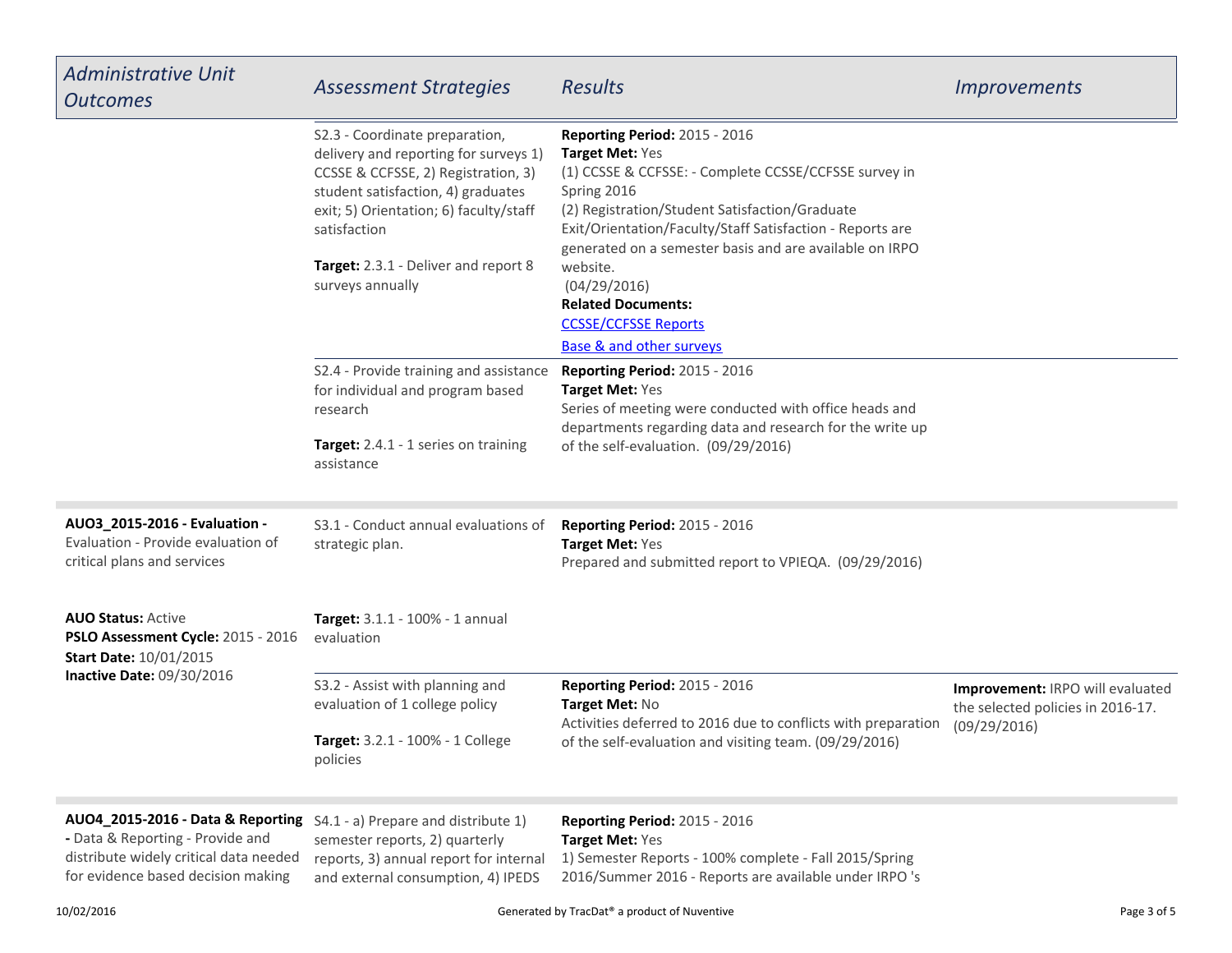| Administrative Unit Outcomes | Assessment Strategies | Results | Improvements |
|---|---|---|---|
| | S2.3 - Coordinate preparation, delivery and reporting for surveys 1) CCSSE & CCFSSE, 2) Registration, 3) student satisfaction, 4) graduates exit; 5) Orientation; 6) faculty/staff satisfaction<br><br>**Target:** 2.3.1 - Deliver and report 8 surveys annually | **Reporting Period:** 2015 - 2016<br>**Target Met:** Yes<br>(1) CCSSE & CCFSSE: - Complete CCSSE/CCFSSE survey in Spring 2016<br>(2) Registration/Student Satisfaction/Graduate Exit/Orientation/Faculty/Staff Satisfaction - Reports are generated on a semester basis and are available on IRPO website.<br>(04/29/2016)<br>**Related Documents:**<br>CCSSE/CCFSSE Reports<br>Base & and other surveys | |
| | S2.4 - Provide training and assistance for individual and program based research<br><br>**Target:** 2.4.1 - 1 series on training assistance | **Reporting Period:** 2015 - 2016<br>**Target Met:** Yes<br>Series of meeting were conducted with office heads and departments regarding data and research for the write up of the self-evaluation. (09/29/2016) | |
| **AUO3_2015-2016 - Evaluation -** Evaluation - Provide evaluation of critical plans and services<br><br>**AUO Status:** Active<br>**PSLO Assessment Cycle:** 2015 - 2016<br>**Start Date:** 10/01/2015<br>**Inactive Date:** 09/30/2016 | S3.1 - Conduct annual evaluations of strategic plan.<br><br>**Target:** 3.1.1 - 100% - 1 annual evaluation | **Reporting Period:** 2015 - 2016<br>**Target Met:** Yes<br>Prepared and submitted report to VPIEQA. (09/29/2016) | |
| | S3.2 - Assist with planning and evaluation of 1 college policy<br><br>**Target:** 3.2.1 - 100% - 1 College policies | **Reporting Period:** 2015 - 2016<br>**Target Met:** No<br>Activities deferred to 2016 due to conflicts with preparation of the self-evaluation and visiting team. (09/29/2016) | **Improvement:** IRPO will evaluated the selected policies in 2016-17. (09/29/2016) |
| **AUO4_2015-2016 - Data & Reporting -** Data & Reporting - Provide and distribute widely critical data needed for evidence based decision making | S4.1 - a) Prepare and distribute 1) semester reports, 2) quarterly reports, 3) annual report for internal and external consumption, 4) IPEDS | **Reporting Period:** 2015 - 2016<br>**Target Met:** Yes<br>1) Semester Reports - 100% complete - Fall 2015/Spring 2016/Summer 2016 - Reports are available under IRPO 's | |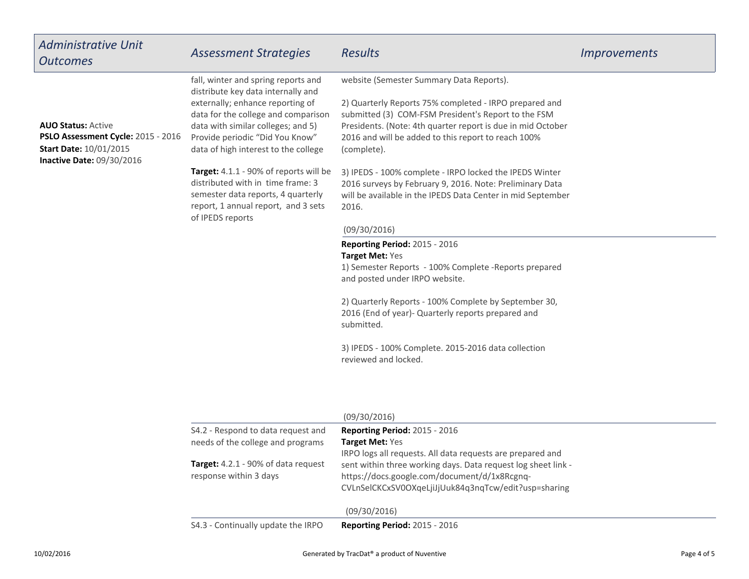| Administrative Unit Outcomes | Assessment Strategies | Results | Improvements |
|---|---|---|---|
| **AUO Status:** Active<br>**PSLO Assessment Cycle:** 2015 - 2016<br>**Start Date:** 10/01/2015<br>**Inactive Date:** 09/30/2016 | fall, winter and spring reports and distribute key data internally and externally; enhance reporting of data for the college and comparison data with similar colleges; and 5) Provide periodic "Did You Know" data of high interest to the college<br><br>**Target:** 4.1.1 - 90% of reports will be distributed with in time frame: 3 semester data reports, 4 quarterly report, 1 annual report, and 3 sets of IPEDS reports | website (Semester Summary Data Reports).<br><br>2) Quarterly Reports 75% completed - IRPO prepared and submitted (3) COM-FSM President's Report to the FSM Presidents. (Note: 4th quarter report is due in mid October 2016 and will be added to this report to reach 100% (complete).<br><br>3) IPEDS - 100% complete - IRPO locked the IPEDS Winter 2016 surveys by February 9, 2016. Note: Preliminary Data will be available in the IPEDS Data Center in mid September 2016.<br><br>(09/30/2016) | |
| | | **Reporting Period:** 2015 - 2016<br>**Target Met:** Yes<br>1) Semester Reports - 100% Complete -Reports prepared and posted under IRPO website.<br><br>2) Quarterly Reports - 100% Complete by September 30, 2016 (End of year)- Quarterly reports prepared and submitted.<br><br>3) IPEDS - 100% Complete. 2015-2016 data collection reviewed and locked.<br><br>(09/30/2016) | |
| | S4.2 - Respond to data request and needs of the college and programs<br><br>**Target:** 4.2.1 - 90% of data request response within 3 days | **Reporting Period:** 2015 - 2016<br>**Target Met:** Yes<br>IRPO logs all requests. All data requests are prepared and sent within three working days. Data request log sheet link - https://docs.google.com/document/d/1x8Rcgnq-CVLnSelCKCxSV0OXqeLjiJjUuk84q3nqTcw/edit?usp=sharing<br><br>(09/30/2016) | |
| | S4.3 - Continually update the IRPO | **Reporting Period:** 2015 - 2016 | |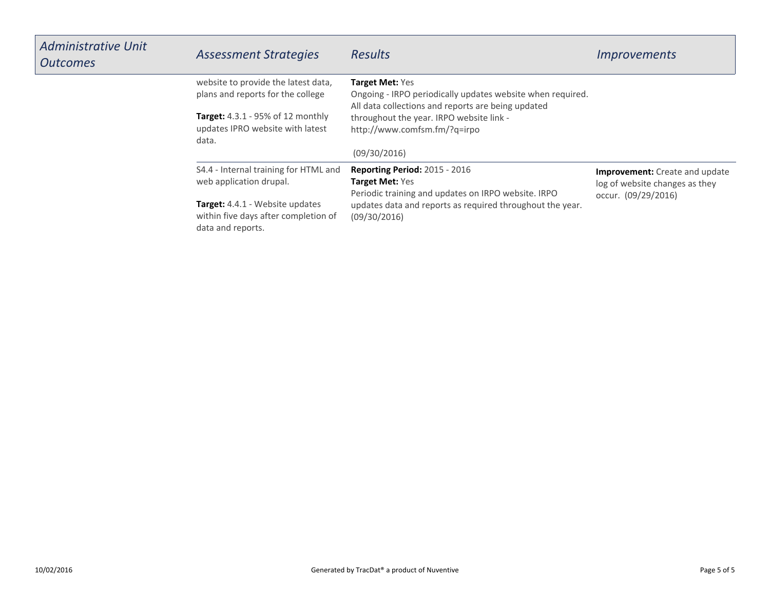| *Administrative Unit Outcomes* | *Assessment Strategies* | *Results* | *Improvements* |
|---|---|---|---|
| | website to provide the latest data, plans and reports for the college<br><br>**Target:** 4.3.1 - 95% of 12 monthly updates IPRO website with latest data. | **Target Met:** Yes<br>Ongoing - IRPO periodically updates website when required. All data collections and reports are being updated throughout the year. IRPO website link - http://www.comfsm.fm/?q=irpo<br><br>(09/30/2016) | |
| | S4.4 - Internal training for HTML and web application drupal.<br><br>**Target:** 4.4.1 - Website updates within five days after completion of data and reports. | **Reporting Period:** 2015 - 2016<br>**Target Met:** Yes<br>Periodic training and updates on IRPO website. IRPO updates data and reports as required throughout the year. (09/30/2016) | **Improvement:** Create and update log of website changes as they occur. (09/29/2016) |